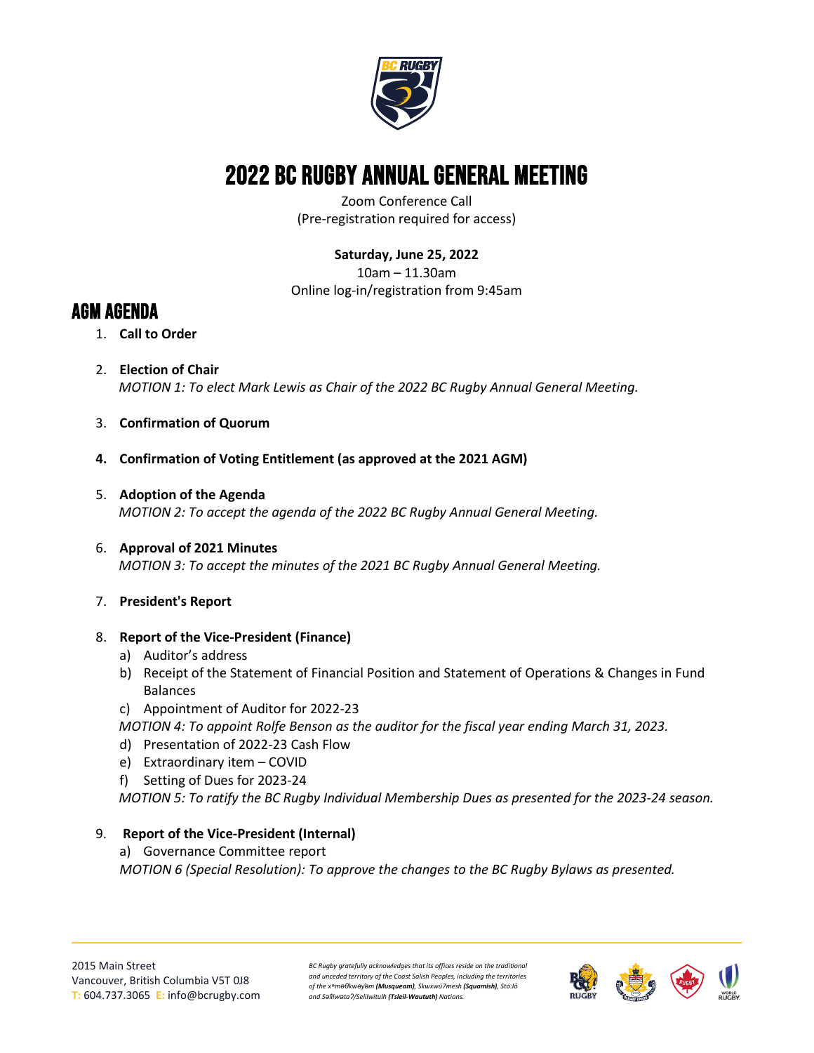# 2022 BC RUGBY ANNUAL GENERAL MEETING

Zoom Conference Call
(Pre-registration required for access)

**Saturday, June 25, 2022**
10am – 11.30am
Online log-in/registration from 9:45am

## AGM AGENDA

1. **Call to Order**

2. **Election of Chair**
   *MOTION 1: To elect Mark Lewis as Chair of the 2022 BC Rugby Annual General Meeting.*

3. **Confirmation of Quorum**

4. **Confirmation of Voting Entitlement (as approved at the 2021 AGM)**

5. **Adoption of the Agenda**
   *MOTION 2: To accept the agenda of the 2022 BC Rugby Annual General Meeting.*

6. **Approval of 2021 Minutes**
   *MOTION 3: To accept the minutes of the 2021 BC Rugby Annual General Meeting.*

7. **President's Report**

8. **Report of the Vice-President (Finance)**
   a) Auditor's address
   b) Receipt of the Statement of Financial Position and Statement of Operations & Changes in Fund Balances
   c) Appointment of Auditor for 2022-23
   *MOTION 4: To appoint Rolfe Benson as the auditor for the fiscal year ending March 31, 2023.*
   d) Presentation of 2022-23 Cash Flow
   e) Extraordinary item – COVID
   f) Setting of Dues for 2023-24
   *MOTION 5: To ratify the BC Rugby Individual Membership Dues as presented for the 2023-24 season.*

9. **Report of the Vice-President (Internal)**
   a) Governance Committee report
   *MOTION 6 (Special Resolution): To approve the changes to the BC Rugby Bylaws as presented.*

2015 Main Street
Vancouver, British Columbia V5T 0J8
T: 604.737.3065 E: info@bcrugby.com

*BC Rugby gratefully acknowledges that its offices reside on the traditional and unceded territory of the Coast Salish Peoples, including the territories of the xʷməθkʷəy̓əm **(Musqueam)**, Skwxwú7mesh **(Squamish)**, Stó:lō and Səl̓ílwətaʔ/Selilwitulh **(Tsleil-Waututh)** Nations.*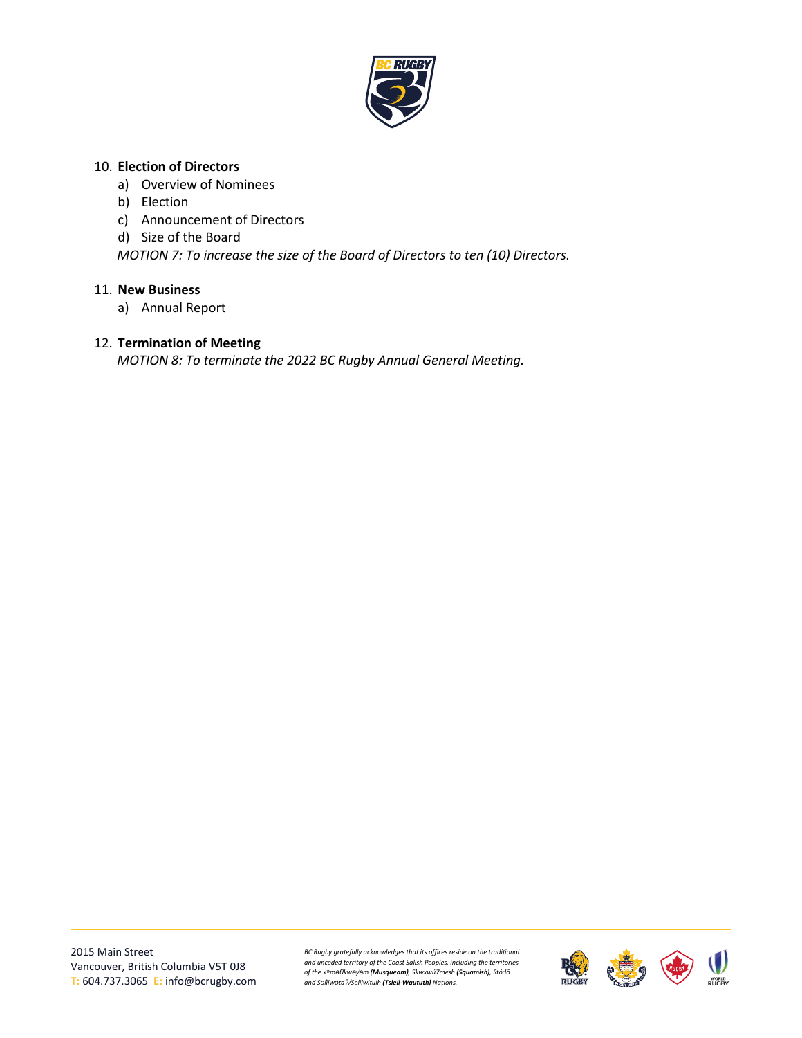10. **Election of Directors**
    a) Overview of Nominees
    b) Election
    c) Announcement of Directors
    d) Size of the Board

    *MOTION 7: To increase the size of the Board of Directors to ten (10) Directors.*

11. **New Business**
    a) Annual Report

12. **Termination of Meeting**

    *MOTION 8: To terminate the 2022 BC Rugby Annual General Meeting.*